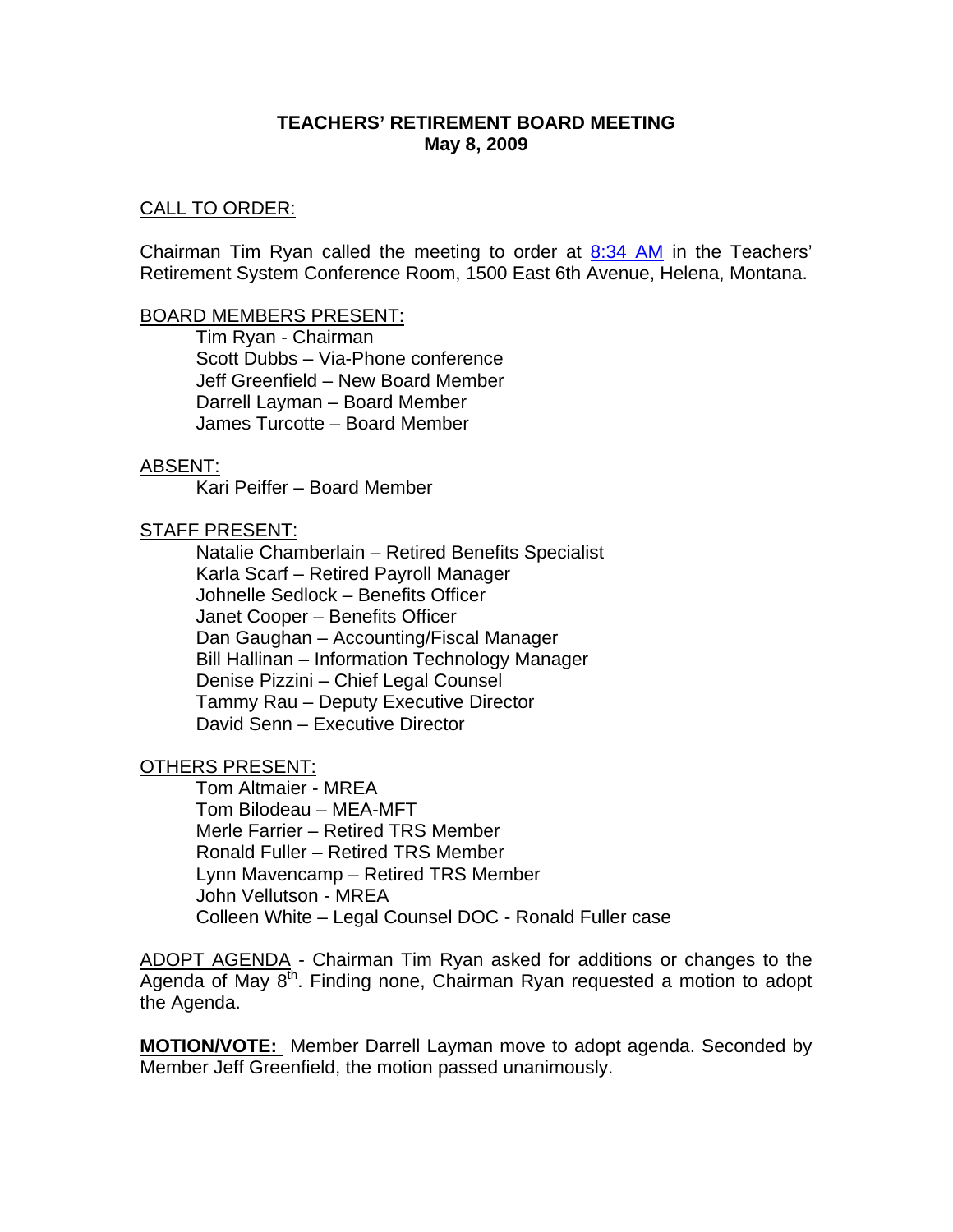# TEACHERS' RETIREMENT BOARD MEETING
## May 8, 2009

CALL TO ORDER:

Chairman Tim Ryan called the meeting to order at 8:34 AM in the Teachers' Retirement System Conference Room, 1500 East 6th Avenue, Helena, Montana.

BOARD MEMBERS PRESENT:

- Tim Ryan - Chairman
- Scott Dubbs – Via-Phone conference
- Jeff Greenfield – New Board Member
- Darrell Layman – Board Member
- James Turcotte – Board Member

ABSENT:

- Kari Peiffer – Board Member

STAFF PRESENT:

- Natalie Chamberlain – Retired Benefits Specialist
- Karla Scarf – Retired Payroll Manager
- Johnelle Sedlock – Benefits Officer
- Janet Cooper – Benefits Officer
- Dan Gaughan – Accounting/Fiscal Manager
- Bill Hallinan – Information Technology Manager
- Denise Pizzini – Chief Legal Counsel
- Tammy Rau – Deputy Executive Director
- David Senn – Executive Director

OTHERS PRESENT:

- Tom Altmaier - MREA
- Tom Bilodeau – MEA-MFT
- Merle Farrier – Retired TRS Member
- Ronald Fuller – Retired TRS Member
- Lynn Mavencamp – Retired TRS Member
- John Vellutson - MREA
- Colleen White – Legal Counsel DOC - Ronald Fuller case

ADOPT AGENDA - Chairman Tim Ryan asked for additions or changes to the Agenda of May 8th. Finding none, Chairman Ryan requested a motion to adopt the Agenda.

**MOTION/VOTE:** Member Darrell Layman move to adopt agenda. Seconded by Member Jeff Greenfield, the motion passed unanimously.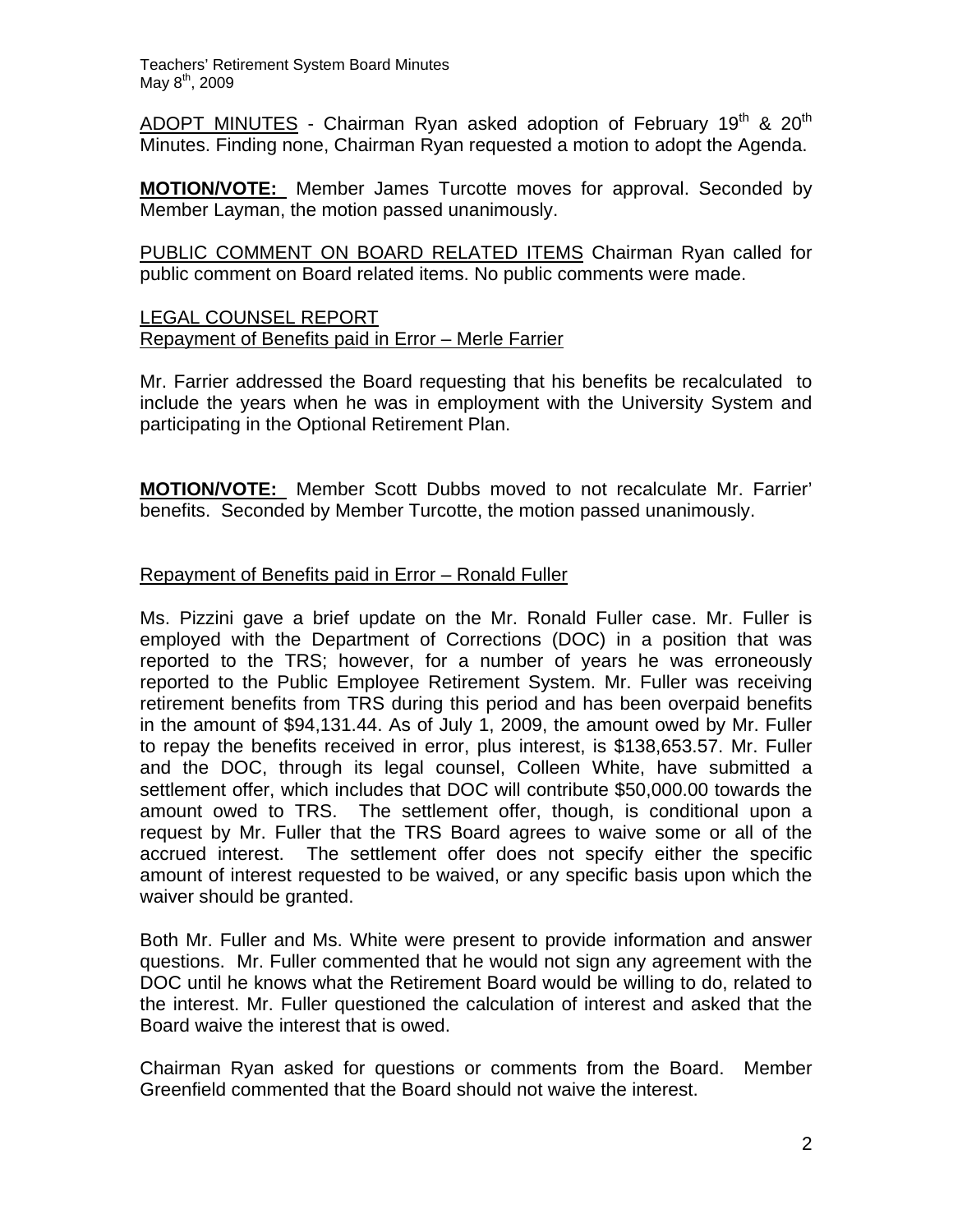ADOPT MINUTES - Chairman Ryan asked adoption of February 19th & 20th Minutes. Finding none, Chairman Ryan requested a motion to adopt the Agenda.

**MOTION/VOTE:** Member James Turcotte moves for approval. Seconded by Member Layman, the motion passed unanimously.

PUBLIC COMMENT ON BOARD RELATED ITEMS Chairman Ryan called for public comment on Board related items. No public comments were made.

LEGAL COUNSEL REPORT
Repayment of Benefits paid in Error – Merle Farrier

Mr. Farrier addressed the Board requesting that his benefits be recalculated to include the years when he was in employment with the University System and participating in the Optional Retirement Plan.

**MOTION/VOTE:** Member Scott Dubbs moved to not recalculate Mr. Farrier' benefits. Seconded by Member Turcotte, the motion passed unanimously.

Repayment of Benefits paid in Error – Ronald Fuller

Ms. Pizzini gave a brief update on the Mr. Ronald Fuller case. Mr. Fuller is employed with the Department of Corrections (DOC) in a position that was reported to the TRS; however, for a number of years he was erroneously reported to the Public Employee Retirement System. Mr. Fuller was receiving retirement benefits from TRS during this period and has been overpaid benefits in the amount of $94,131.44. As of July 1, 2009, the amount owed by Mr. Fuller to repay the benefits received in error, plus interest, is $138,653.57. Mr. Fuller and the DOC, through its legal counsel, Colleen White, have submitted a settlement offer, which includes that DOC will contribute $50,000.00 towards the amount owed to TRS. The settlement offer, though, is conditional upon a request by Mr. Fuller that the TRS Board agrees to waive some or all of the accrued interest. The settlement offer does not specify either the specific amount of interest requested to be waived, or any specific basis upon which the waiver should be granted.

Both Mr. Fuller and Ms. White were present to provide information and answer questions. Mr. Fuller commented that he would not sign any agreement with the DOC until he knows what the Retirement Board would be willing to do, related to the interest. Mr. Fuller questioned the calculation of interest and asked that the Board waive the interest that is owed.

Chairman Ryan asked for questions or comments from the Board. Member Greenfield commented that the Board should not waive the interest.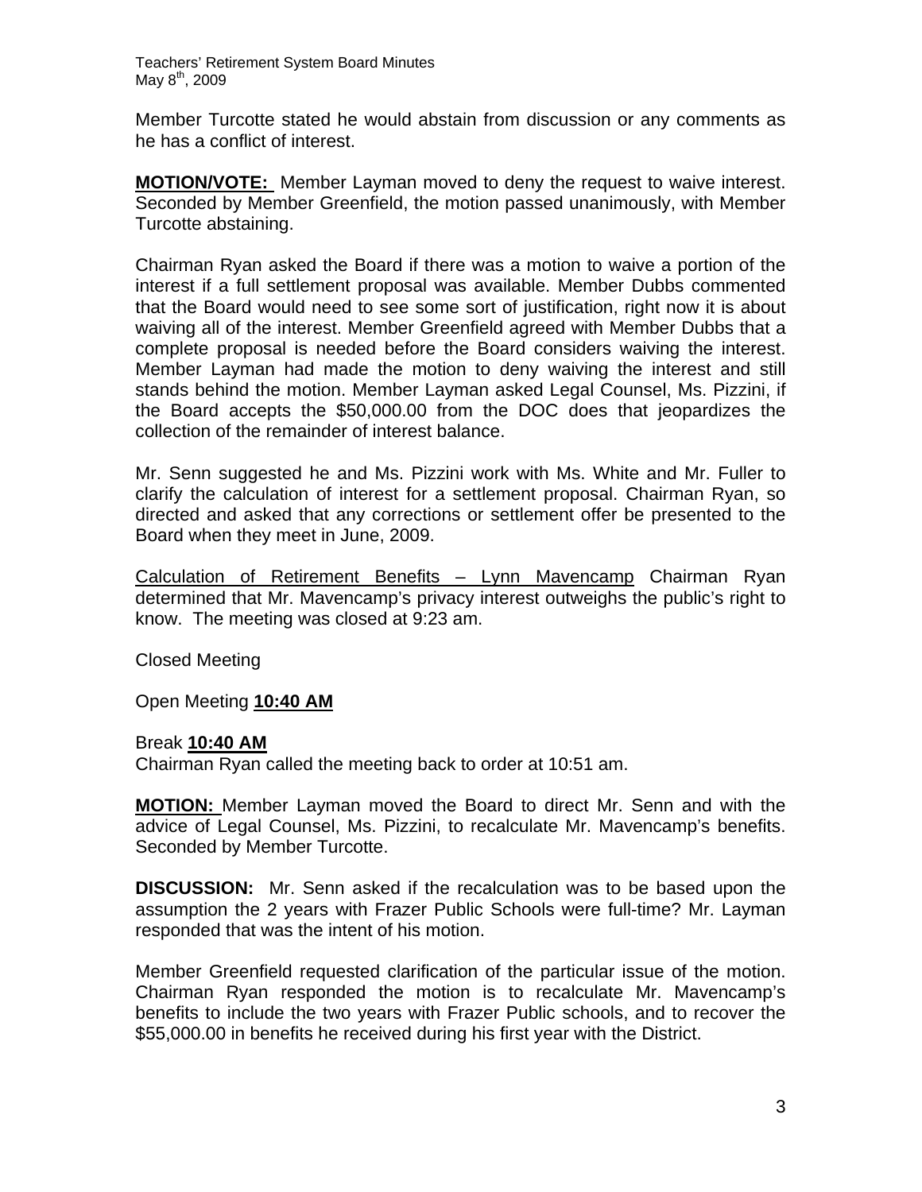Member Turcotte stated he would abstain from discussion or any comments as he has a conflict of interest.

**MOTION/VOTE:** Member Layman moved to deny the request to waive interest. Seconded by Member Greenfield, the motion passed unanimously, with Member Turcotte abstaining.

Chairman Ryan asked the Board if there was a motion to waive a portion of the interest if a full settlement proposal was available. Member Dubbs commented that the Board would need to see some sort of justification, right now it is about waiving all of the interest. Member Greenfield agreed with Member Dubbs that a complete proposal is needed before the Board considers waiving the interest. Member Layman had made the motion to deny waiving the interest and still stands behind the motion. Member Layman asked Legal Counsel, Ms. Pizzini, if the Board accepts the $50,000.00 from the DOC does that jeopardizes the collection of the remainder of interest balance.

Mr. Senn suggested he and Ms. Pizzini work with Ms. White and Mr. Fuller to clarify the calculation of interest for a settlement proposal. Chairman Ryan, so directed and asked that any corrections or settlement offer be presented to the Board when they meet in June, 2009.

<u>Calculation of Retirement Benefits – Lynn Mavencamp</u> Chairman Ryan determined that Mr. Mavencamp's privacy interest outweighs the public's right to know. The meeting was closed at 9:23 am.

Closed Meeting

Open Meeting **<u>10:40 AM</u>**

Break **<u>10:40 AM</u>**
Chairman Ryan called the meeting back to order at 10:51 am.

**<u>MOTION:</u>** Member Layman moved the Board to direct Mr. Senn and with the advice of Legal Counsel, Ms. Pizzini, to recalculate Mr. Mavencamp's benefits. Seconded by Member Turcotte.

**DISCUSSION:** Mr. Senn asked if the recalculation was to be based upon the assumption the 2 years with Frazer Public Schools were full-time? Mr. Layman responded that was the intent of his motion.

Member Greenfield requested clarification of the particular issue of the motion. Chairman Ryan responded the motion is to recalculate Mr. Mavencamp's benefits to include the two years with Frazer Public schools, and to recover the $55,000.00 in benefits he received during his first year with the District.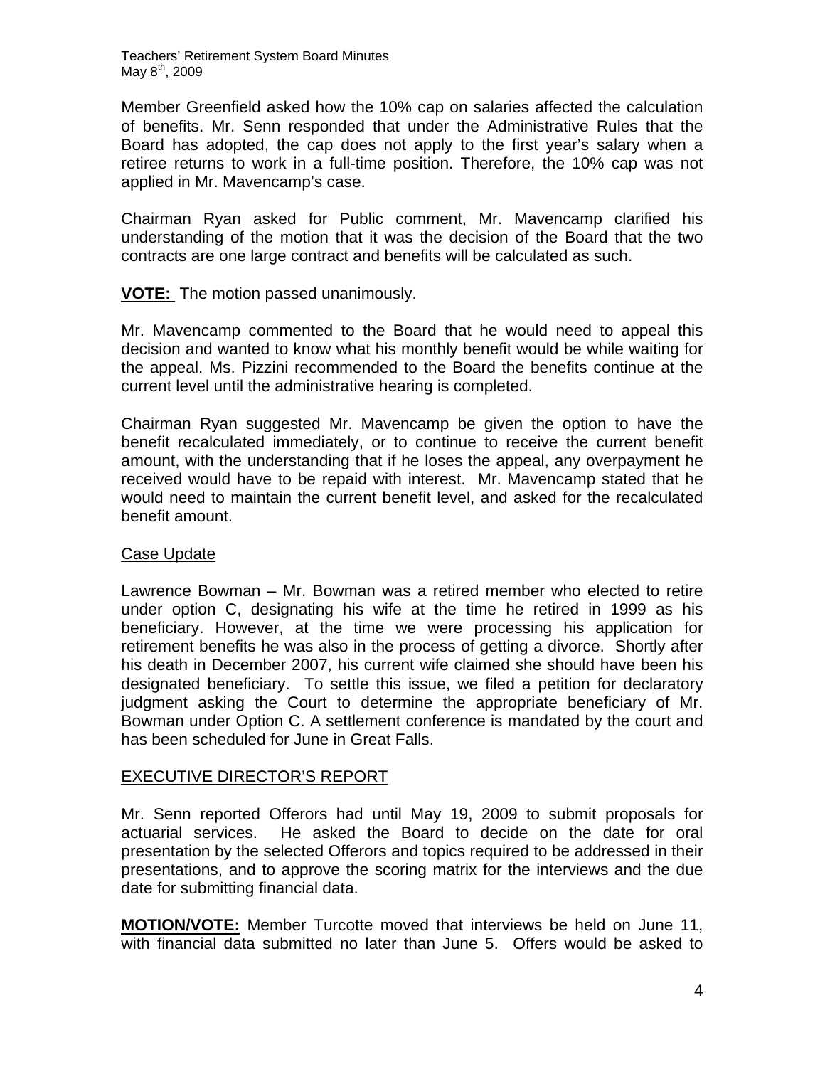Member Greenfield asked how the 10% cap on salaries affected the calculation of benefits. Mr. Senn responded that under the Administrative Rules that the Board has adopted, the cap does not apply to the first year's salary when a retiree returns to work in a full-time position. Therefore, the 10% cap was not applied in Mr. Mavencamp's case.

Chairman Ryan asked for Public comment, Mr. Mavencamp clarified his understanding of the motion that it was the decision of the Board that the two contracts are one large contract and benefits will be calculated as such.

**VOTE:** The motion passed unanimously.

Mr. Mavencamp commented to the Board that he would need to appeal this decision and wanted to know what his monthly benefit would be while waiting for the appeal. Ms. Pizzini recommended to the Board the benefits continue at the current level until the administrative hearing is completed.

Chairman Ryan suggested Mr. Mavencamp be given the option to have the benefit recalculated immediately, or to continue to receive the current benefit amount, with the understanding that if he loses the appeal, any overpayment he received would have to be repaid with interest. Mr. Mavencamp stated that he would need to maintain the current benefit level, and asked for the recalculated benefit amount.

Case Update

Lawrence Bowman – Mr. Bowman was a retired member who elected to retire under option C, designating his wife at the time he retired in 1999 as his beneficiary. However, at the time we were processing his application for retirement benefits he was also in the process of getting a divorce. Shortly after his death in December 2007, his current wife claimed she should have been his designated beneficiary. To settle this issue, we filed a petition for declaratory judgment asking the Court to determine the appropriate beneficiary of Mr. Bowman under Option C. A settlement conference is mandated by the court and has been scheduled for June in Great Falls.

EXECUTIVE DIRECTOR'S REPORT

Mr. Senn reported Offerors had until May 19, 2009 to submit proposals for actuarial services. He asked the Board to decide on the date for oral presentation by the selected Offerors and topics required to be addressed in their presentations, and to approve the scoring matrix for the interviews and the due date for submitting financial data.

**MOTION/VOTE:** Member Turcotte moved that interviews be held on June 11, with financial data submitted no later than June 5. Offers would be asked to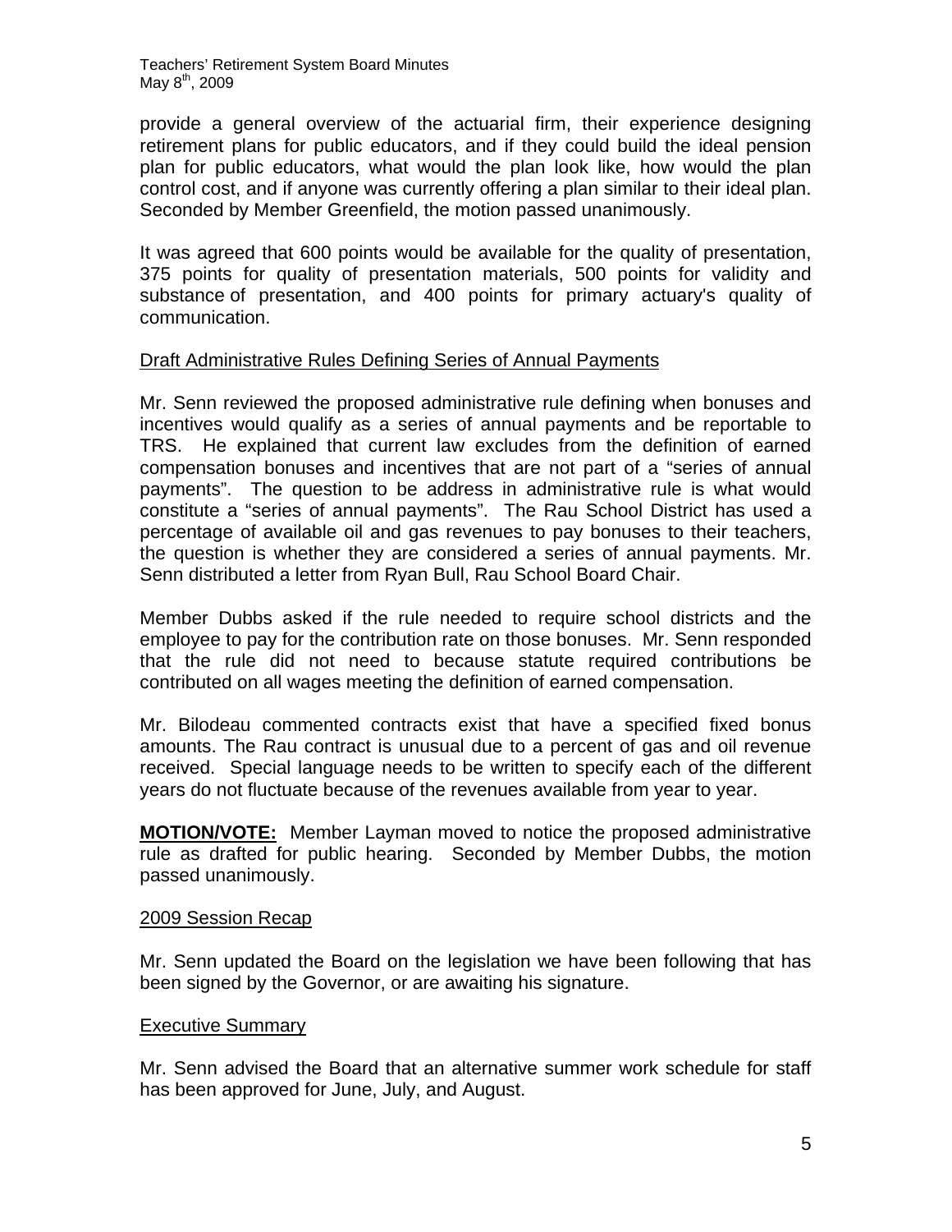provide a general overview of the actuarial firm, their experience designing retirement plans for public educators, and if they could build the ideal pension plan for public educators, what would the plan look like, how would the plan control cost, and if anyone was currently offering a plan similar to their ideal plan. Seconded by Member Greenfield, the motion passed unanimously.

It was agreed that 600 points would be available for the quality of presentation, 375 points for quality of presentation materials, 500 points for validity and substance of presentation, and 400 points for primary actuary's quality of communication.

## Draft Administrative Rules Defining Series of Annual Payments

Mr. Senn reviewed the proposed administrative rule defining when bonuses and incentives would qualify as a series of annual payments and be reportable to TRS. He explained that current law excludes from the definition of earned compensation bonuses and incentives that are not part of a "series of annual payments". The question to be address in administrative rule is what would constitute a "series of annual payments". The Rau School District has used a percentage of available oil and gas revenues to pay bonuses to their teachers, the question is whether they are considered a series of annual payments. Mr. Senn distributed a letter from Ryan Bull, Rau School Board Chair.

Member Dubbs asked if the rule needed to require school districts and the employee to pay for the contribution rate on those bonuses. Mr. Senn responded that the rule did not need to because statute required contributions be contributed on all wages meeting the definition of earned compensation.

Mr. Bilodeau commented contracts exist that have a specified fixed bonus amounts. The Rau contract is unusual due to a percent of gas and oil revenue received. Special language needs to be written to specify each of the different years do not fluctuate because of the revenues available from year to year.

**MOTION/VOTE:** Member Layman moved to notice the proposed administrative rule as drafted for public hearing. Seconded by Member Dubbs, the motion passed unanimously.

## 2009 Session Recap

Mr. Senn updated the Board on the legislation we have been following that has been signed by the Governor, or are awaiting his signature.

## Executive Summary

Mr. Senn advised the Board that an alternative summer work schedule for staff has been approved for June, July, and August.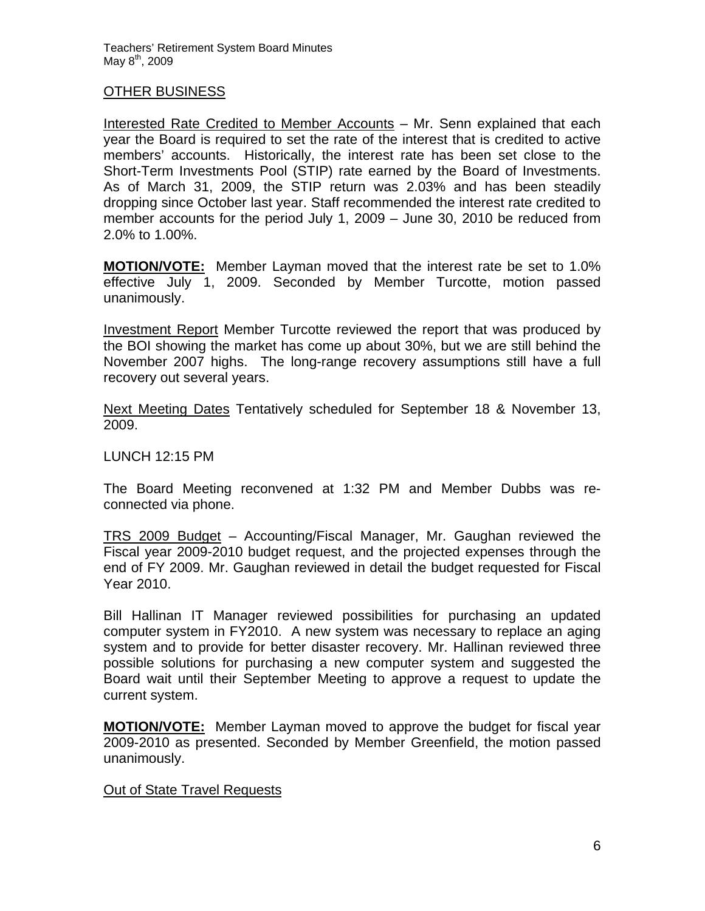## OTHER BUSINESS

<u>Interested Rate Credited to Member Accounts</u> – Mr. Senn explained that each year the Board is required to set the rate of the interest that is credited to active members' accounts. Historically, the interest rate has been set close to the Short-Term Investments Pool (STIP) rate earned by the Board of Investments. As of March 31, 2009, the STIP return was 2.03% and has been steadily dropping since October last year. Staff recommended the interest rate credited to member accounts for the period July 1, 2009 – June 30, 2010 be reduced from 2.0% to 1.00%.

**MOTION/VOTE:** Member Layman moved that the interest rate be set to 1.0% effective July 1, 2009. Seconded by Member Turcotte, motion passed unanimously.

<u>Investment Report</u> Member Turcotte reviewed the report that was produced by the BOI showing the market has come up about 30%, but we are still behind the November 2007 highs. The long-range recovery assumptions still have a full recovery out several years.

<u>Next Meeting Dates</u> Tentatively scheduled for September 18 & November 13, 2009.

LUNCH 12:15 PM

The Board Meeting reconvened at 1:32 PM and Member Dubbs was re-connected via phone.

<u>TRS 2009 Budget</u> – Accounting/Fiscal Manager, Mr. Gaughan reviewed the Fiscal year 2009-2010 budget request, and the projected expenses through the end of FY 2009. Mr. Gaughan reviewed in detail the budget requested for Fiscal Year 2010.

Bill Hallinan IT Manager reviewed possibilities for purchasing an updated computer system in FY2010. A new system was necessary to replace an aging system and to provide for better disaster recovery. Mr. Hallinan reviewed three possible solutions for purchasing a new computer system and suggested the Board wait until their September Meeting to approve a request to update the current system.

**MOTION/VOTE:** Member Layman moved to approve the budget for fiscal year 2009-2010 as presented. Seconded by Member Greenfield, the motion passed unanimously.

<u>Out of State Travel Requests</u>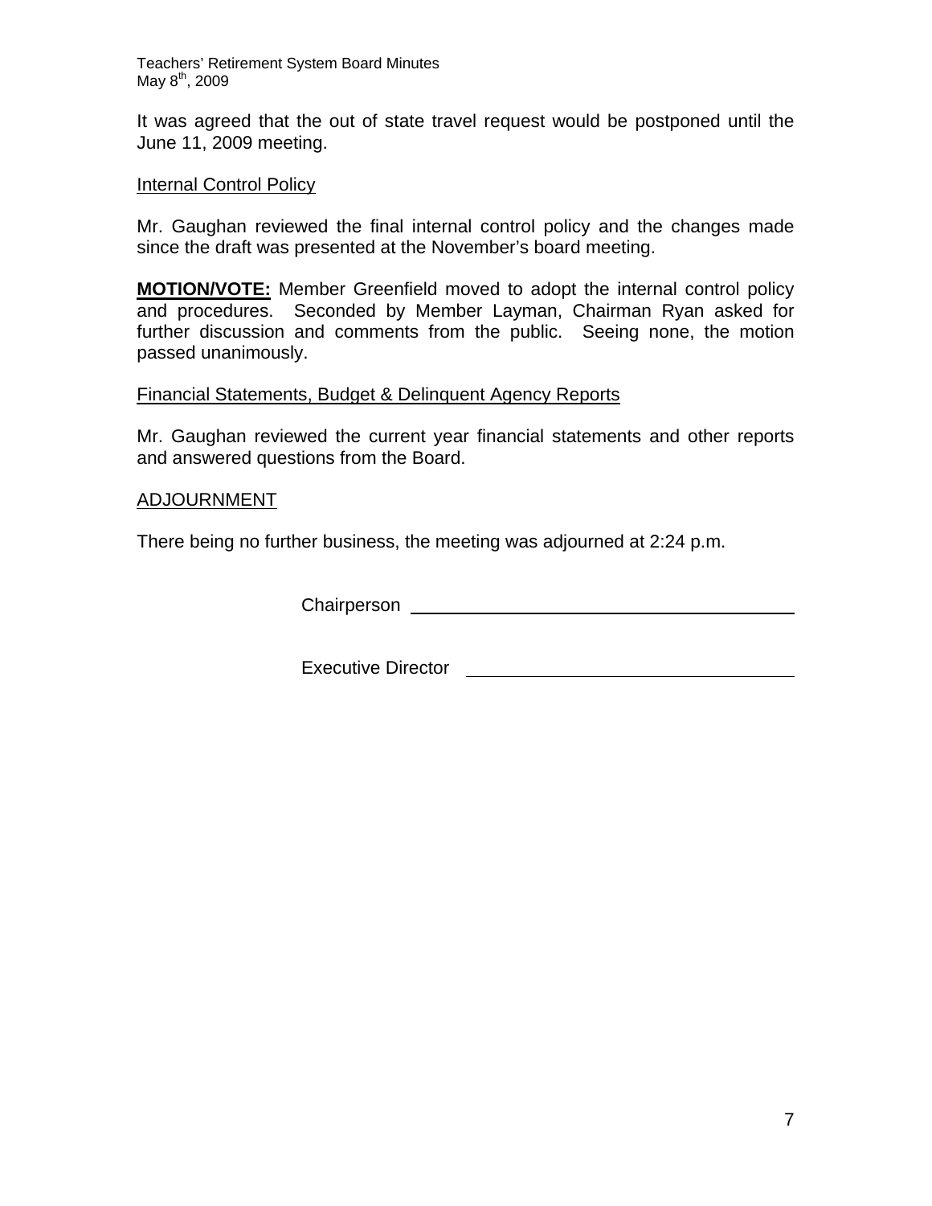It was agreed that the out of state travel request would be postponed until the June 11, 2009 meeting.

Internal Control Policy

Mr. Gaughan reviewed the final internal control policy and the changes made since the draft was presented at the November's board meeting.

**MOTION/VOTE:** Member Greenfield moved to adopt the internal control policy and procedures. Seconded by Member Layman, Chairman Ryan asked for further discussion and comments from the public. Seeing none, the motion passed unanimously.

Financial Statements, Budget & Delinquent Agency Reports

Mr. Gaughan reviewed the current year financial statements and other reports and answered questions from the Board.

ADJOURNMENT

There being no further business, the meeting was adjourned at 2:24 p.m.

Chairperson ______________________________

Executive Director ______________________________